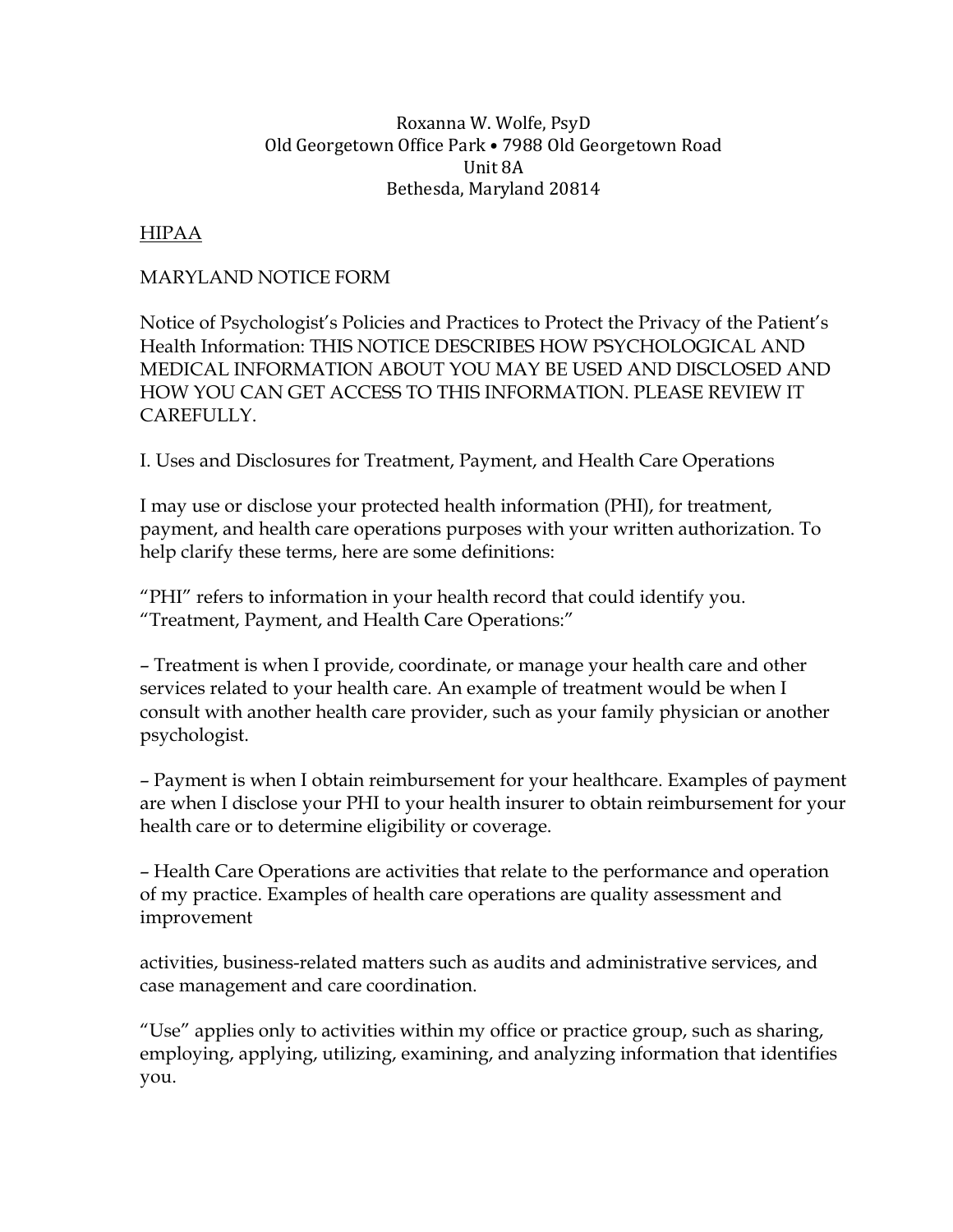Roxanna W. Wolfe, PsyD
Old Georgetown Office Park • 7988 Old Georgetown Road
Unit 8A
Bethesda, Maryland 20814

HIPAA

MARYLAND NOTICE FORM

Notice of Psychologist's Policies and Practices to Protect the Privacy of the Patient's Health Information: THIS NOTICE DESCRIBES HOW PSYCHOLOGICAL AND MEDICAL INFORMATION ABOUT YOU MAY BE USED AND DISCLOSED AND HOW YOU CAN GET ACCESS TO THIS INFORMATION. PLEASE REVIEW IT CAREFULLY.

I. Uses and Disclosures for Treatment, Payment, and Health Care Operations

I may use or disclose your protected health information (PHI), for treatment, payment, and health care operations purposes with your written authorization. To help clarify these terms, here are some definitions:

"PHI" refers to information in your health record that could identify you.
"Treatment, Payment, and Health Care Operations:"

– Treatment is when I provide, coordinate, or manage your health care and other services related to your health care. An example of treatment would be when I consult with another health care provider, such as your family physician or another psychologist.

– Payment is when I obtain reimbursement for your healthcare. Examples of payment are when I disclose your PHI to your health insurer to obtain reimbursement for your health care or to determine eligibility or coverage.

– Health Care Operations are activities that relate to the performance and operation of my practice. Examples of health care operations are quality assessment and improvement activities, business-related matters such as audits and administrative services, and case management and care coordination.

"Use" applies only to activities within my office or practice group, such as sharing, employing, applying, utilizing, examining, and analyzing information that identifies you.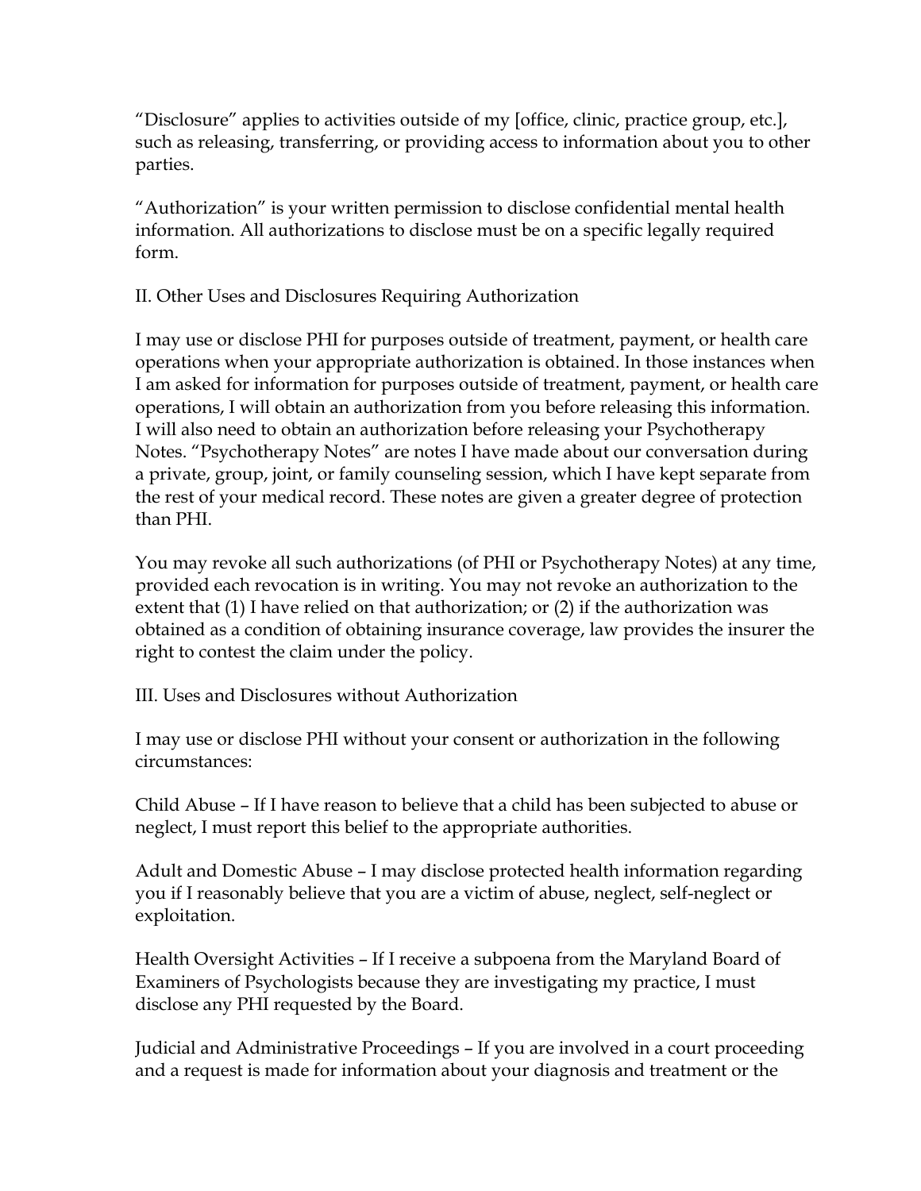"Disclosure" applies to activities outside of my [office, clinic, practice group, etc.], such as releasing, transferring, or providing access to information about you to other parties.

"Authorization" is your written permission to disclose confidential mental health information. All authorizations to disclose must be on a specific legally required form.

## II. Other Uses and Disclosures Requiring Authorization

I may use or disclose PHI for purposes outside of treatment, payment, or health care operations when your appropriate authorization is obtained. In those instances when I am asked for information for purposes outside of treatment, payment, or health care operations, I will obtain an authorization from you before releasing this information. I will also need to obtain an authorization before releasing your Psychotherapy Notes. "Psychotherapy Notes" are notes I have made about our conversation during a private, group, joint, or family counseling session, which I have kept separate from the rest of your medical record. These notes are given a greater degree of protection than PHI.

You may revoke all such authorizations (of PHI or Psychotherapy Notes) at any time, provided each revocation is in writing. You may not revoke an authorization to the extent that (1) I have relied on that authorization; or (2) if the authorization was obtained as a condition of obtaining insurance coverage, law provides the insurer the right to contest the claim under the policy.

## III. Uses and Disclosures without Authorization

I may use or disclose PHI without your consent or authorization in the following circumstances:

Child Abuse – If I have reason to believe that a child has been subjected to abuse or neglect, I must report this belief to the appropriate authorities.

Adult and Domestic Abuse – I may disclose protected health information regarding you if I reasonably believe that you are a victim of abuse, neglect, self-neglect or exploitation.

Health Oversight Activities – If I receive a subpoena from the Maryland Board of Examiners of Psychologists because they are investigating my practice, I must disclose any PHI requested by the Board.

Judicial and Administrative Proceedings – If you are involved in a court proceeding and a request is made for information about your diagnosis and treatment or the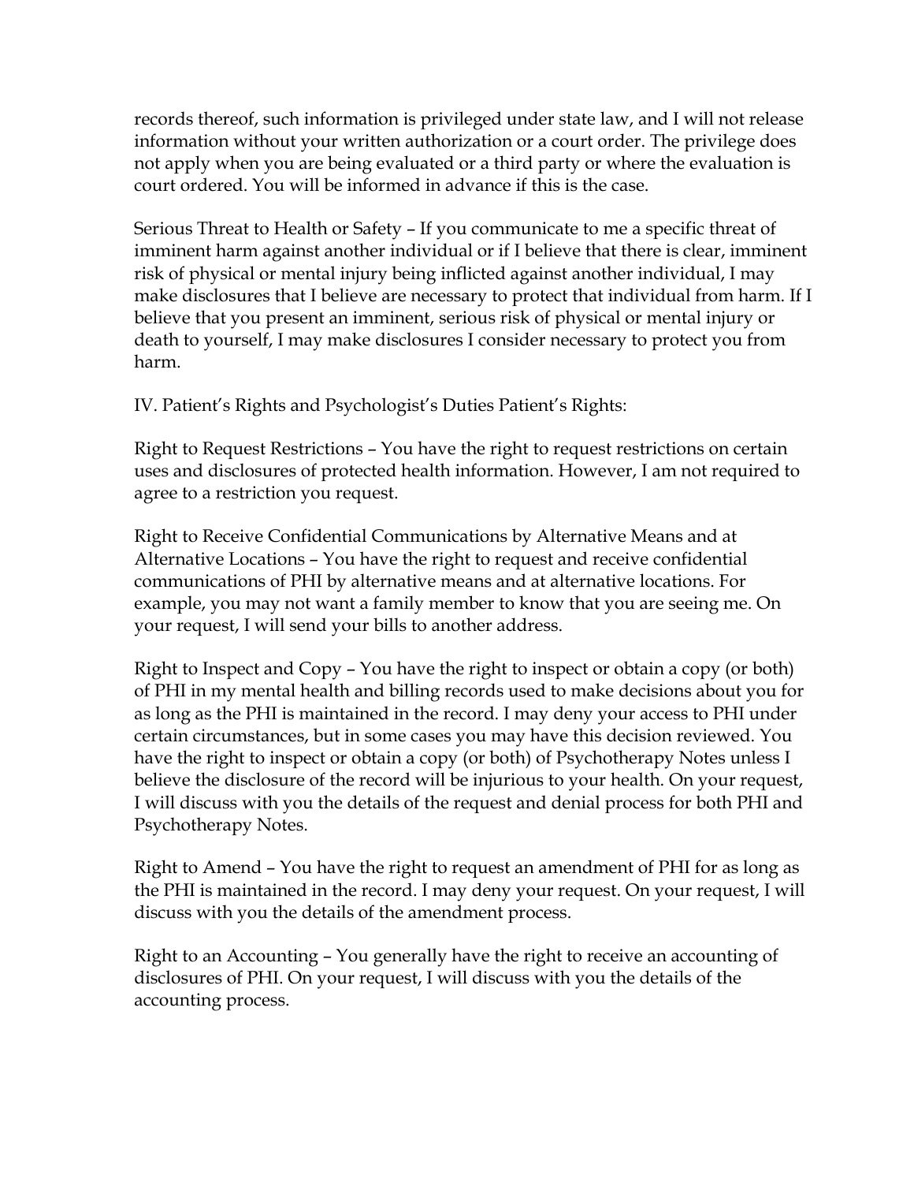records thereof, such information is privileged under state law, and I will not release information without your written authorization or a court order. The privilege does not apply when you are being evaluated or a third party or where the evaluation is court ordered. You will be informed in advance if this is the case.

Serious Threat to Health or Safety – If you communicate to me a specific threat of imminent harm against another individual or if I believe that there is clear, imminent risk of physical or mental injury being inflicted against another individual, I may make disclosures that I believe are necessary to protect that individual from harm. If I believe that you present an imminent, serious risk of physical or mental injury or death to yourself, I may make disclosures I consider necessary to protect you from harm.

IV. Patient's Rights and Psychologist's Duties Patient's Rights:

Right to Request Restrictions – You have the right to request restrictions on certain uses and disclosures of protected health information. However, I am not required to agree to a restriction you request.

Right to Receive Confidential Communications by Alternative Means and at Alternative Locations – You have the right to request and receive confidential communications of PHI by alternative means and at alternative locations. For example, you may not want a family member to know that you are seeing me. On your request, I will send your bills to another address.

Right to Inspect and Copy – You have the right to inspect or obtain a copy (or both) of PHI in my mental health and billing records used to make decisions about you for as long as the PHI is maintained in the record. I may deny your access to PHI under certain circumstances, but in some cases you may have this decision reviewed. You have the right to inspect or obtain a copy (or both) of Psychotherapy Notes unless I believe the disclosure of the record will be injurious to your health. On your request, I will discuss with you the details of the request and denial process for both PHI and Psychotherapy Notes.

Right to Amend – You have the right to request an amendment of PHI for as long as the PHI is maintained in the record. I may deny your request. On your request, I will discuss with you the details of the amendment process.

Right to an Accounting – You generally have the right to receive an accounting of disclosures of PHI. On your request, I will discuss with you the details of the accounting process.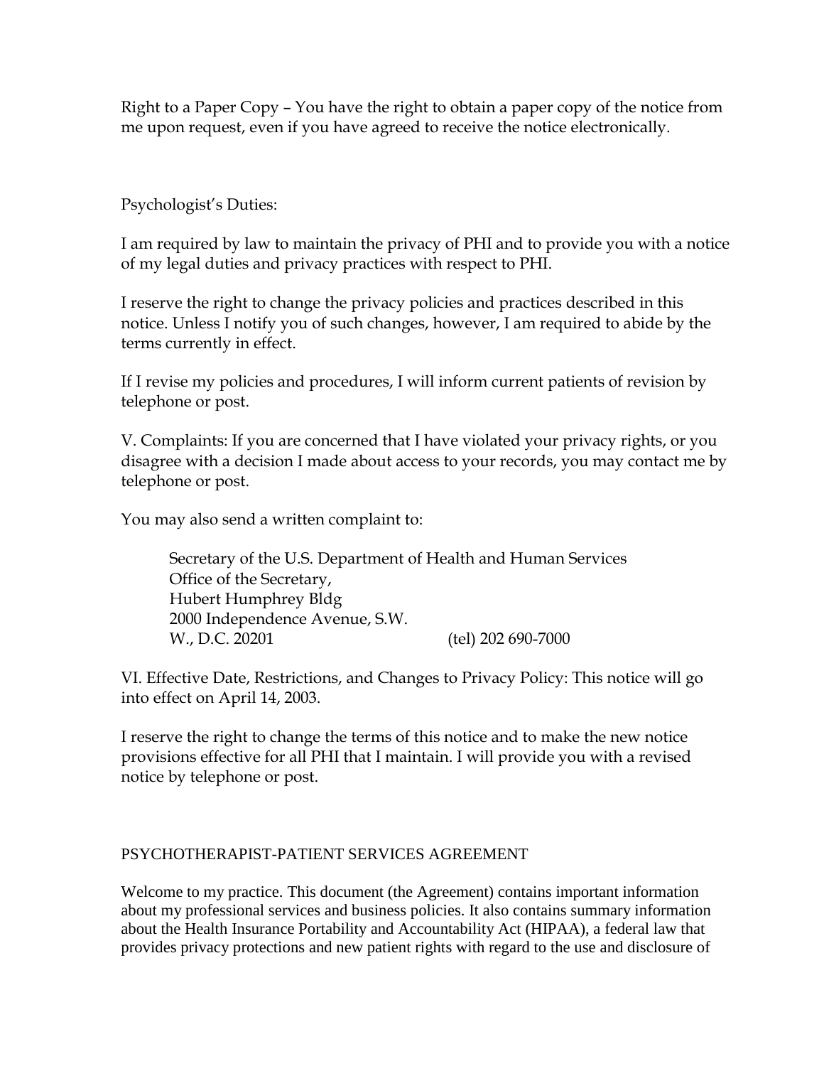Right to a Paper Copy – You have the right to obtain a paper copy of the notice from me upon request, even if you have agreed to receive the notice electronically.

Psychologist's Duties:

I am required by law to maintain the privacy of PHI and to provide you with a notice of my legal duties and privacy practices with respect to PHI.

I reserve the right to change the privacy policies and practices described in this notice. Unless I notify you of such changes, however, I am required to abide by the terms currently in effect.

If I revise my policies and procedures, I will inform current patients of revision by telephone or post.

V. Complaints: If you are concerned that I have violated your privacy rights, or you disagree with a decision I made about access to your records, you may contact me by telephone or post.

You may also send a written complaint to:

> Secretary of the U.S. Department of Health and Human Services
> Office of the Secretary,
> Hubert Humphrey Bldg
> 2000 Independence Avenue, S.W.
> W., D.C. 20201 (tel) 202 690-7000

VI. Effective Date, Restrictions, and Changes to Privacy Policy: This notice will go into effect on April 14, 2003.

I reserve the right to change the terms of this notice and to make the new notice provisions effective for all PHI that I maintain. I will provide you with a revised notice by telephone or post.

## PSYCHOTHERAPIST-PATIENT SERVICES AGREEMENT

Welcome to my practice. This document (the Agreement) contains important information about my professional services and business policies. It also contains summary information about the Health Insurance Portability and Accountability Act (HIPAA), a federal law that provides privacy protections and new patient rights with regard to the use and disclosure of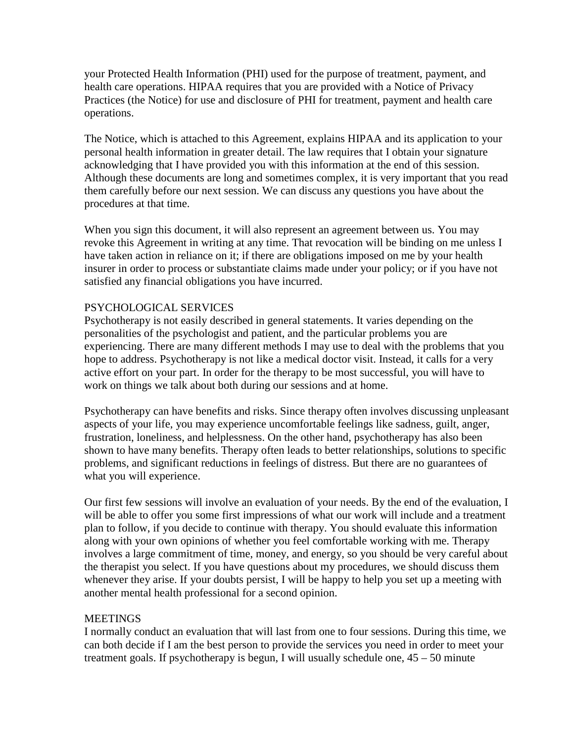your Protected Health Information (PHI) used for the purpose of treatment, payment, and health care operations. HIPAA requires that you are provided with a Notice of Privacy Practices (the Notice) for use and disclosure of PHI for treatment, payment and health care operations.

The Notice, which is attached to this Agreement, explains HIPAA and its application to your personal health information in greater detail. The law requires that I obtain your signature acknowledging that I have provided you with this information at the end of this session. Although these documents are long and sometimes complex, it is very important that you read them carefully before our next session. We can discuss any questions you have about the procedures at that time.

When you sign this document, it will also represent an agreement between us. You may revoke this Agreement in writing at any time. That revocation will be binding on me unless I have taken action in reliance on it; if there are obligations imposed on me by your health insurer in order to process or substantiate claims made under your policy; or if you have not satisfied any financial obligations you have incurred.

## PSYCHOLOGICAL SERVICES

Psychotherapy is not easily described in general statements. It varies depending on the personalities of the psychologist and patient, and the particular problems you are experiencing. There are many different methods I may use to deal with the problems that you hope to address. Psychotherapy is not like a medical doctor visit. Instead, it calls for a very active effort on your part. In order for the therapy to be most successful, you will have to work on things we talk about both during our sessions and at home.

Psychotherapy can have benefits and risks. Since therapy often involves discussing unpleasant aspects of your life, you may experience uncomfortable feelings like sadness, guilt, anger, frustration, loneliness, and helplessness. On the other hand, psychotherapy has also been shown to have many benefits. Therapy often leads to better relationships, solutions to specific problems, and significant reductions in feelings of distress. But there are no guarantees of what you will experience.

Our first few sessions will involve an evaluation of your needs. By the end of the evaluation, I will be able to offer you some first impressions of what our work will include and a treatment plan to follow, if you decide to continue with therapy. You should evaluate this information along with your own opinions of whether you feel comfortable working with me. Therapy involves a large commitment of time, money, and energy, so you should be very careful about the therapist you select. If you have questions about my procedures, we should discuss them whenever they arise. If your doubts persist, I will be happy to help you set up a meeting with another mental health professional for a second opinion.

## MEETINGS

I normally conduct an evaluation that will last from one to four sessions. During this time, we can both decide if I am the best person to provide the services you need in order to meet your treatment goals. If psychotherapy is begun, I will usually schedule one, 45 – 50 minute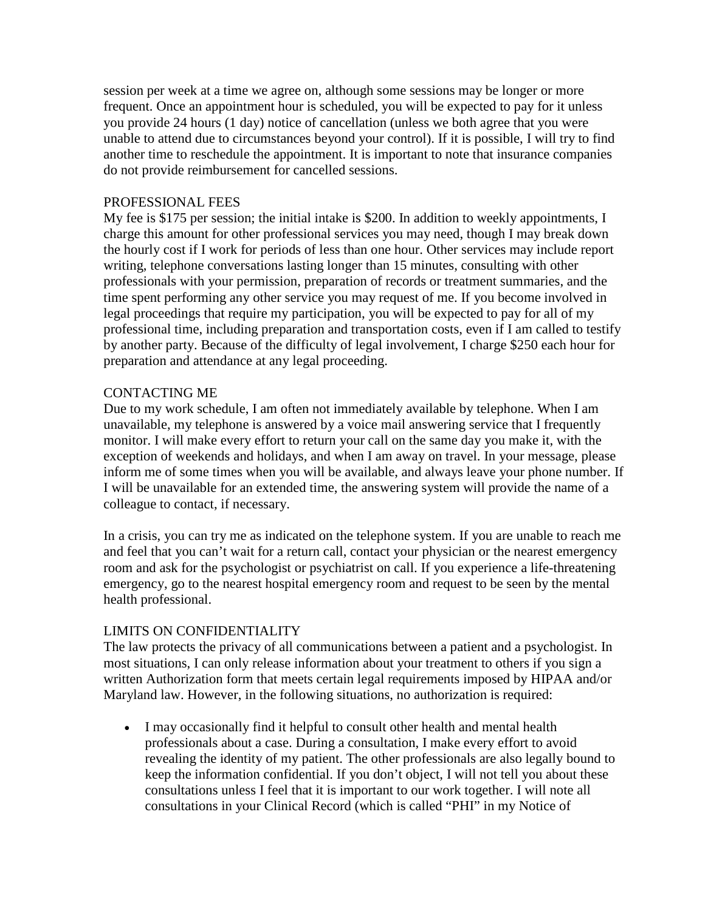session per week at a time we agree on, although some sessions may be longer or more frequent. Once an appointment hour is scheduled, you will be expected to pay for it unless you provide 24 hours (1 day) notice of cancellation (unless we both agree that you were unable to attend due to circumstances beyond your control). If it is possible, I will try to find another time to reschedule the appointment. It is important to note that insurance companies do not provide reimbursement for cancelled sessions.

## PROFESSIONAL FEES

My fee is $175 per session; the initial intake is $200. In addition to weekly appointments, I charge this amount for other professional services you may need, though I may break down the hourly cost if I work for periods of less than one hour. Other services may include report writing, telephone conversations lasting longer than 15 minutes, consulting with other professionals with your permission, preparation of records or treatment summaries, and the time spent performing any other service you may request of me. If you become involved in legal proceedings that require my participation, you will be expected to pay for all of my professional time, including preparation and transportation costs, even if I am called to testify by another party. Because of the difficulty of legal involvement, I charge $250 each hour for preparation and attendance at any legal proceeding.

## CONTACTING ME

Due to my work schedule, I am often not immediately available by telephone. When I am unavailable, my telephone is answered by a voice mail answering service that I frequently monitor. I will make every effort to return your call on the same day you make it, with the exception of weekends and holidays, and when I am away on travel. In your message, please inform me of some times when you will be available, and always leave your phone number. If I will be unavailable for an extended time, the answering system will provide the name of a colleague to contact, if necessary.

In a crisis, you can try me as indicated on the telephone system. If you are unable to reach me and feel that you can't wait for a return call, contact your physician or the nearest emergency room and ask for the psychologist or psychiatrist on call. If you experience a life-threatening emergency, go to the nearest hospital emergency room and request to be seen by the mental health professional.

## LIMITS ON CONFIDENTIALITY

The law protects the privacy of all communications between a patient and a psychologist. In most situations, I can only release information about your treatment to others if you sign a written Authorization form that meets certain legal requirements imposed by HIPAA and/or Maryland law. However, in the following situations, no authorization is required:

- I may occasionally find it helpful to consult other health and mental health professionals about a case. During a consultation, I make every effort to avoid revealing the identity of my patient. The other professionals are also legally bound to keep the information confidential. If you don't object, I will not tell you about these consultations unless I feel that it is important to our work together. I will note all consultations in your Clinical Record (which is called "PHI" in my Notice of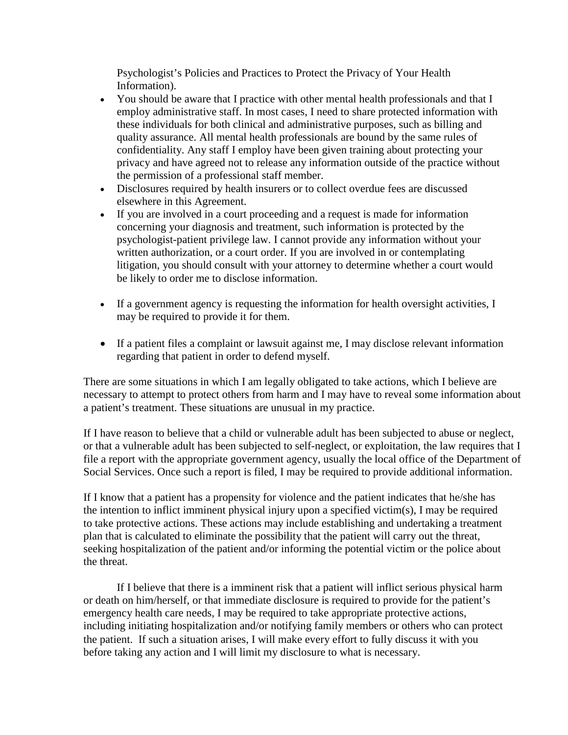Psychologist's Policies and Practices to Protect the Privacy of Your Health Information).

- You should be aware that I practice with other mental health professionals and that I employ administrative staff. In most cases, I need to share protected information with these individuals for both clinical and administrative purposes, such as billing and quality assurance. All mental health professionals are bound by the same rules of confidentiality. Any staff I employ have been given training about protecting your privacy and have agreed not to release any information outside of the practice without the permission of a professional staff member.
- Disclosures required by health insurers or to collect overdue fees are discussed elsewhere in this Agreement.
- If you are involved in a court proceeding and a request is made for information concerning your diagnosis and treatment, such information is protected by the psychologist-patient privilege law. I cannot provide any information without your written authorization, or a court order. If you are involved in or contemplating litigation, you should consult with your attorney to determine whether a court would be likely to order me to disclose information.
- If a government agency is requesting the information for health oversight activities, I may be required to provide it for them.
- If a patient files a complaint or lawsuit against me, I may disclose relevant information regarding that patient in order to defend myself.

There are some situations in which I am legally obligated to take actions, which I believe are necessary to attempt to protect others from harm and I may have to reveal some information about a patient's treatment. These situations are unusual in my practice.

If I have reason to believe that a child or vulnerable adult has been subjected to abuse or neglect, or that a vulnerable adult has been subjected to self-neglect, or exploitation, the law requires that I file a report with the appropriate government agency, usually the local office of the Department of Social Services. Once such a report is filed, I may be required to provide additional information.

If I know that a patient has a propensity for violence and the patient indicates that he/she has the intention to inflict imminent physical injury upon a specified victim(s), I may be required to take protective actions. These actions may include establishing and undertaking a treatment plan that is calculated to eliminate the possibility that the patient will carry out the threat, seeking hospitalization of the patient and/or informing the potential victim or the police about the threat.

If I believe that there is a imminent risk that a patient will inflict serious physical harm or death on him/herself, or that immediate disclosure is required to provide for the patient's emergency health care needs, I may be required to take appropriate protective actions, including initiating hospitalization and/or notifying family members or others who can protect the patient. If such a situation arises, I will make every effort to fully discuss it with you before taking any action and I will limit my disclosure to what is necessary.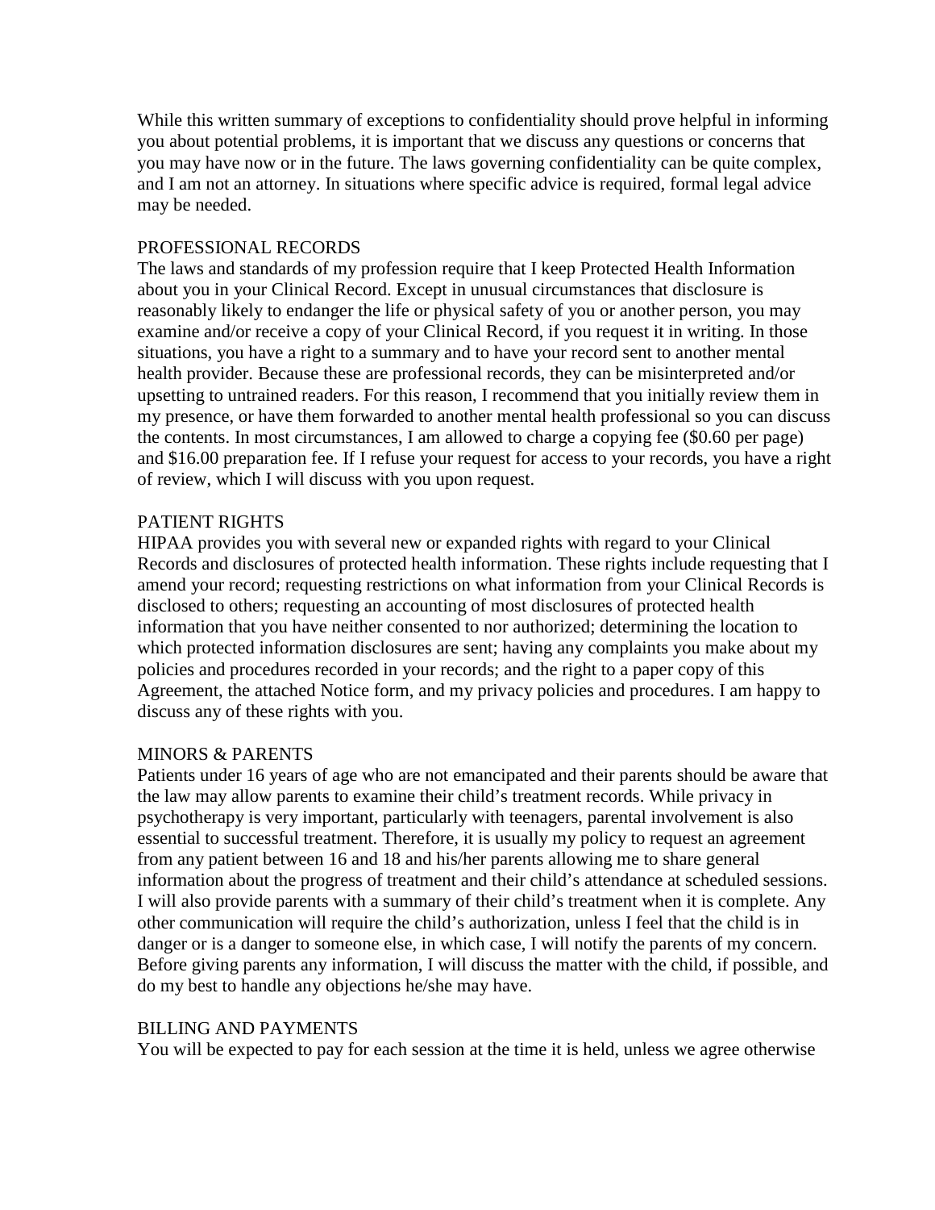While this written summary of exceptions to confidentiality should prove helpful in informing you about potential problems, it is important that we discuss any questions or concerns that you may have now or in the future. The laws governing confidentiality can be quite complex, and I am not an attorney. In situations where specific advice is required, formal legal advice may be needed.

## PROFESSIONAL RECORDS

The laws and standards of my profession require that I keep Protected Health Information about you in your Clinical Record. Except in unusual circumstances that disclosure is reasonably likely to endanger the life or physical safety of you or another person, you may examine and/or receive a copy of your Clinical Record, if you request it in writing. In those situations, you have a right to a summary and to have your record sent to another mental health provider. Because these are professional records, they can be misinterpreted and/or upsetting to untrained readers. For this reason, I recommend that you initially review them in my presence, or have them forwarded to another mental health professional so you can discuss the contents. In most circumstances, I am allowed to charge a copying fee ($0.60 per page) and $16.00 preparation fee. If I refuse your request for access to your records, you have a right of review, which I will discuss with you upon request.

## PATIENT RIGHTS

HIPAA provides you with several new or expanded rights with regard to your Clinical Records and disclosures of protected health information. These rights include requesting that I amend your record; requesting restrictions on what information from your Clinical Records is disclosed to others; requesting an accounting of most disclosures of protected health information that you have neither consented to nor authorized; determining the location to which protected information disclosures are sent; having any complaints you make about my policies and procedures recorded in your records; and the right to a paper copy of this Agreement, the attached Notice form, and my privacy policies and procedures. I am happy to discuss any of these rights with you.

## MINORS & PARENTS

Patients under 16 years of age who are not emancipated and their parents should be aware that the law may allow parents to examine their child's treatment records. While privacy in psychotherapy is very important, particularly with teenagers, parental involvement is also essential to successful treatment. Therefore, it is usually my policy to request an agreement from any patient between 16 and 18 and his/her parents allowing me to share general information about the progress of treatment and their child's attendance at scheduled sessions. I will also provide parents with a summary of their child's treatment when it is complete. Any other communication will require the child's authorization, unless I feel that the child is in danger or is a danger to someone else, in which case, I will notify the parents of my concern. Before giving parents any information, I will discuss the matter with the child, if possible, and do my best to handle any objections he/she may have.

## BILLING AND PAYMENTS

You will be expected to pay for each session at the time it is held, unless we agree otherwise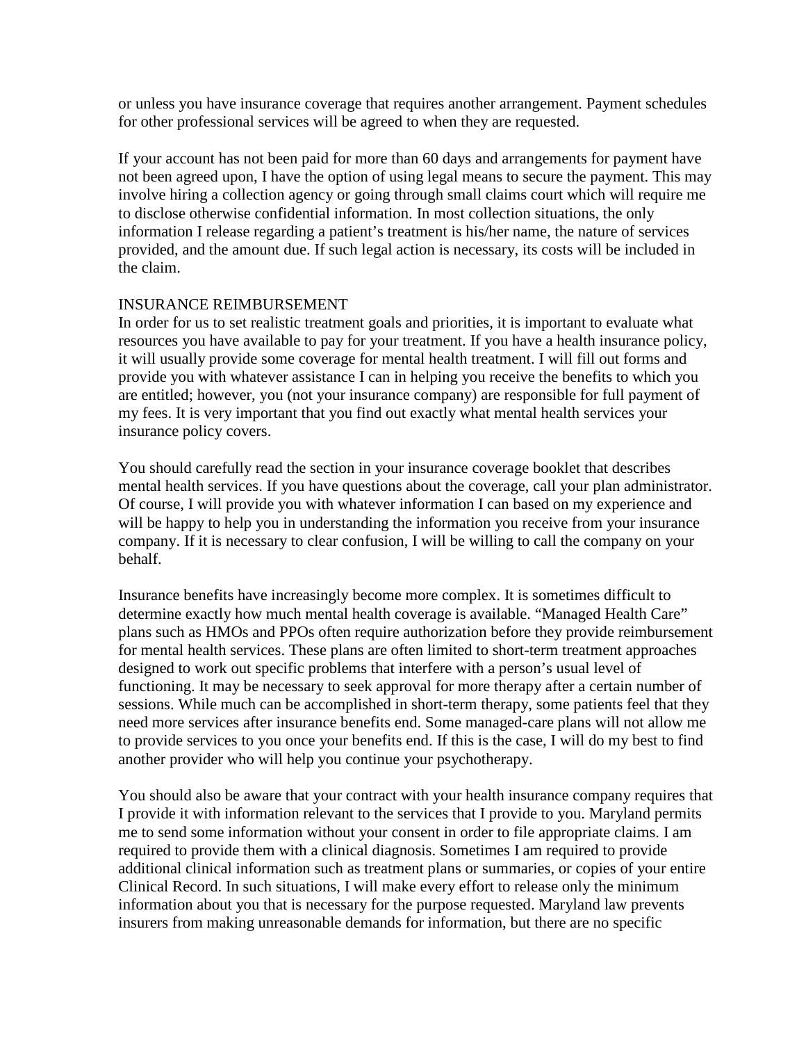or unless you have insurance coverage that requires another arrangement. Payment schedules for other professional services will be agreed to when they are requested.

If your account has not been paid for more than 60 days and arrangements for payment have not been agreed upon, I have the option of using legal means to secure the payment. This may involve hiring a collection agency or going through small claims court which will require me to disclose otherwise confidential information. In most collection situations, the only information I release regarding a patient's treatment is his/her name, the nature of services provided, and the amount due. If such legal action is necessary, its costs will be included in the claim.

## INSURANCE REIMBURSEMENT

In order for us to set realistic treatment goals and priorities, it is important to evaluate what resources you have available to pay for your treatment. If you have a health insurance policy, it will usually provide some coverage for mental health treatment. I will fill out forms and provide you with whatever assistance I can in helping you receive the benefits to which you are entitled; however, you (not your insurance company) are responsible for full payment of my fees. It is very important that you find out exactly what mental health services your insurance policy covers.

You should carefully read the section in your insurance coverage booklet that describes mental health services. If you have questions about the coverage, call your plan administrator. Of course, I will provide you with whatever information I can based on my experience and will be happy to help you in understanding the information you receive from your insurance company. If it is necessary to clear confusion, I will be willing to call the company on your behalf.

Insurance benefits have increasingly become more complex. It is sometimes difficult to determine exactly how much mental health coverage is available. "Managed Health Care" plans such as HMOs and PPOs often require authorization before they provide reimbursement for mental health services. These plans are often limited to short-term treatment approaches designed to work out specific problems that interfere with a person's usual level of functioning. It may be necessary to seek approval for more therapy after a certain number of sessions. While much can be accomplished in short-term therapy, some patients feel that they need more services after insurance benefits end. Some managed-care plans will not allow me to provide services to you once your benefits end. If this is the case, I will do my best to find another provider who will help you continue your psychotherapy.

You should also be aware that your contract with your health insurance company requires that I provide it with information relevant to the services that I provide to you. Maryland permits me to send some information without your consent in order to file appropriate claims. I am required to provide them with a clinical diagnosis. Sometimes I am required to provide additional clinical information such as treatment plans or summaries, or copies of your entire Clinical Record. In such situations, I will make every effort to release only the minimum information about you that is necessary for the purpose requested. Maryland law prevents insurers from making unreasonable demands for information, but there are no specific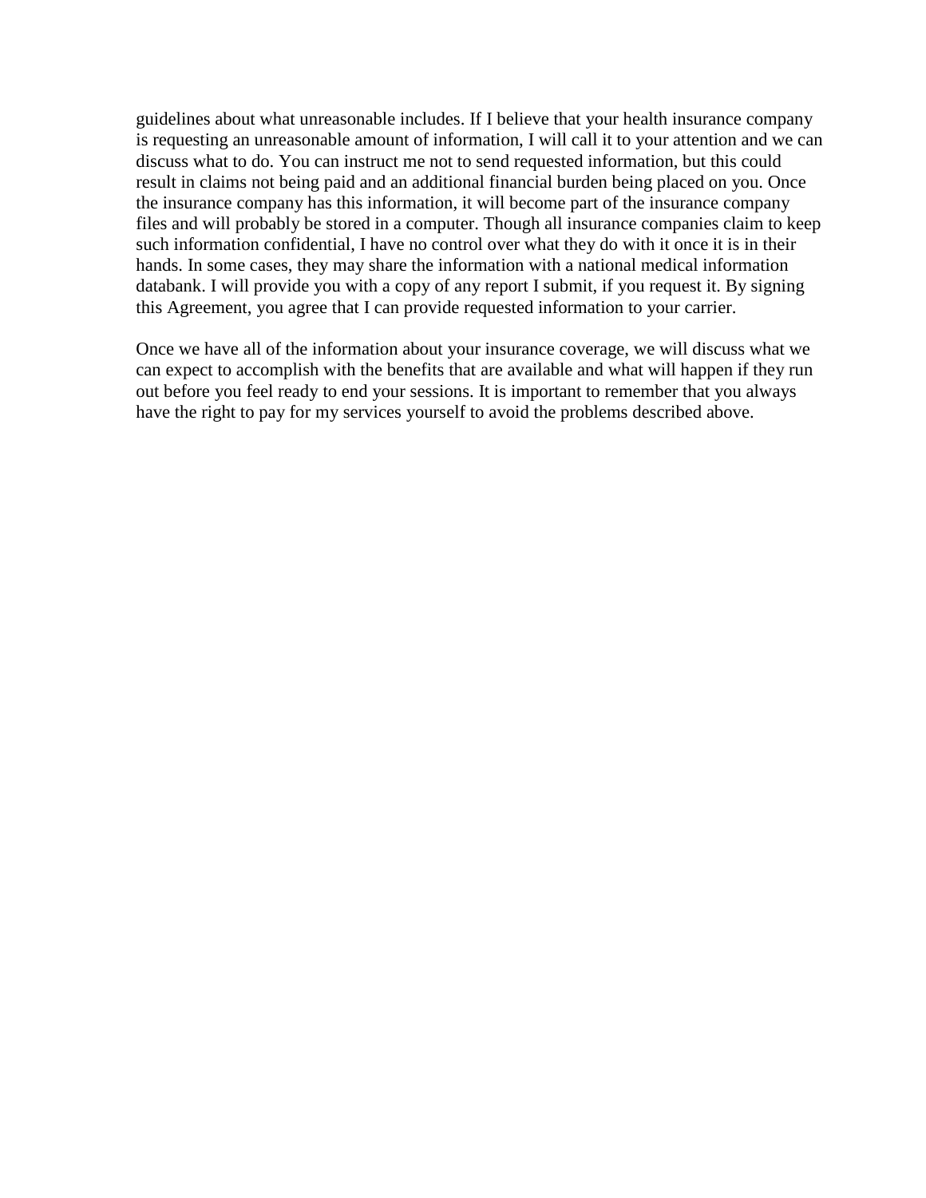guidelines about what unreasonable includes. If I believe that your health insurance company is requesting an unreasonable amount of information, I will call it to your attention and we can discuss what to do. You can instruct me not to send requested information, but this could result in claims not being paid and an additional financial burden being placed on you. Once the insurance company has this information, it will become part of the insurance company files and will probably be stored in a computer. Though all insurance companies claim to keep such information confidential, I have no control over what they do with it once it is in their hands. In some cases, they may share the information with a national medical information databank. I will provide you with a copy of any report I submit, if you request it. By signing this Agreement, you agree that I can provide requested information to your carrier.

Once we have all of the information about your insurance coverage, we will discuss what we can expect to accomplish with the benefits that are available and what will happen if they run out before you feel ready to end your sessions. It is important to remember that you always have the right to pay for my services yourself to avoid the problems described above.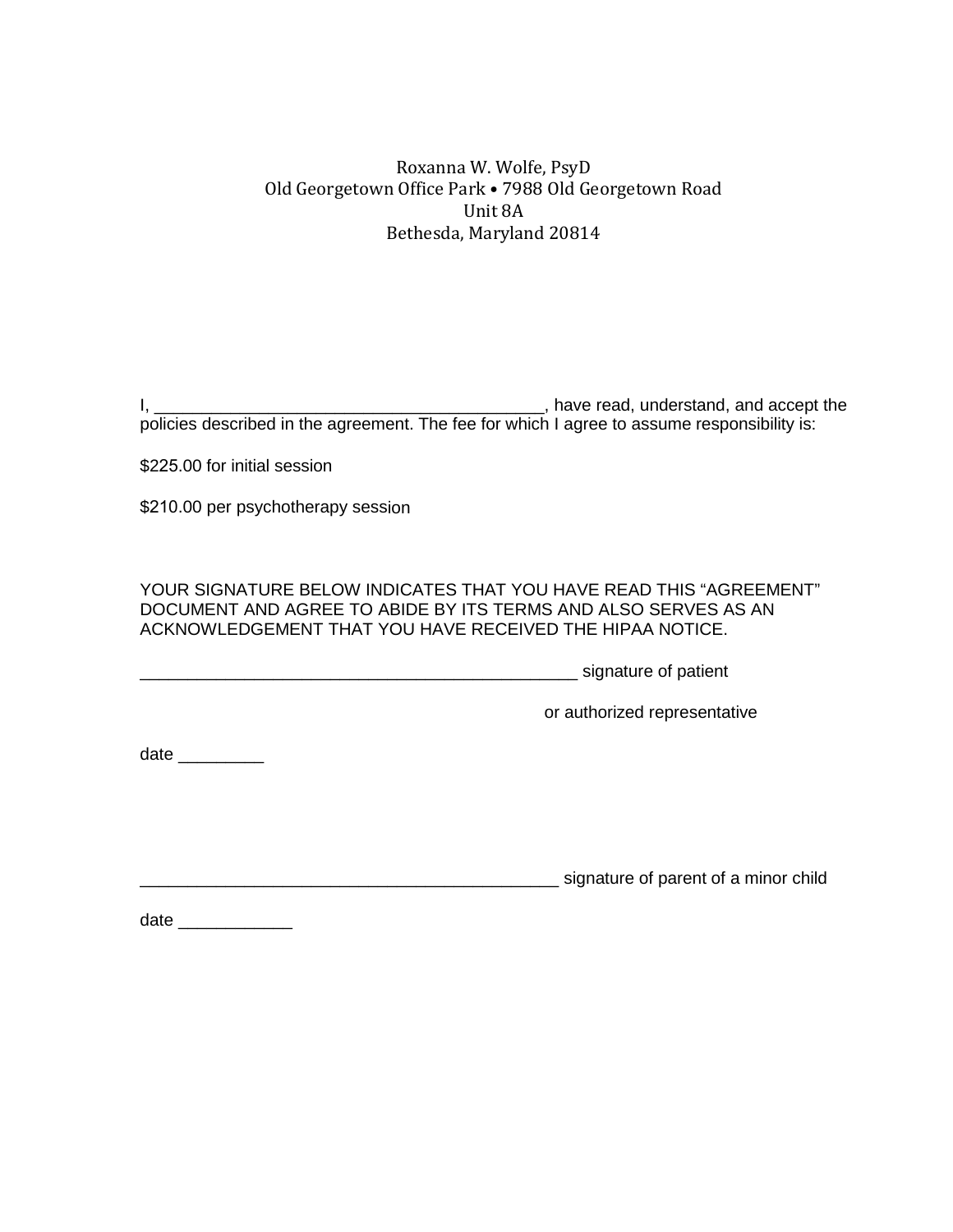Roxanna W. Wolfe, PsyD
Old Georgetown Office Park • 7988 Old Georgetown Road
Unit 8A
Bethesda, Maryland 20814

I, _________________________________________, have read, understand, and accept the policies described in the agreement. The fee for which I agree to assume responsibility is:

$225.00 for initial session

$210.00 per psychotherapy session

YOUR SIGNATURE BELOW INDICATES THAT YOU HAVE READ THIS "AGREEMENT" DOCUMENT AND AGREE TO ABIDE BY ITS TERMS AND ALSO SERVES AS AN ACKNOWLEDGEMENT THAT YOU HAVE RECEIVED THE HIPAA NOTICE.

______________________________________________ signature of patient

or authorized representative

date _________

____________________________________________ signature of parent of a minor child

date ____________